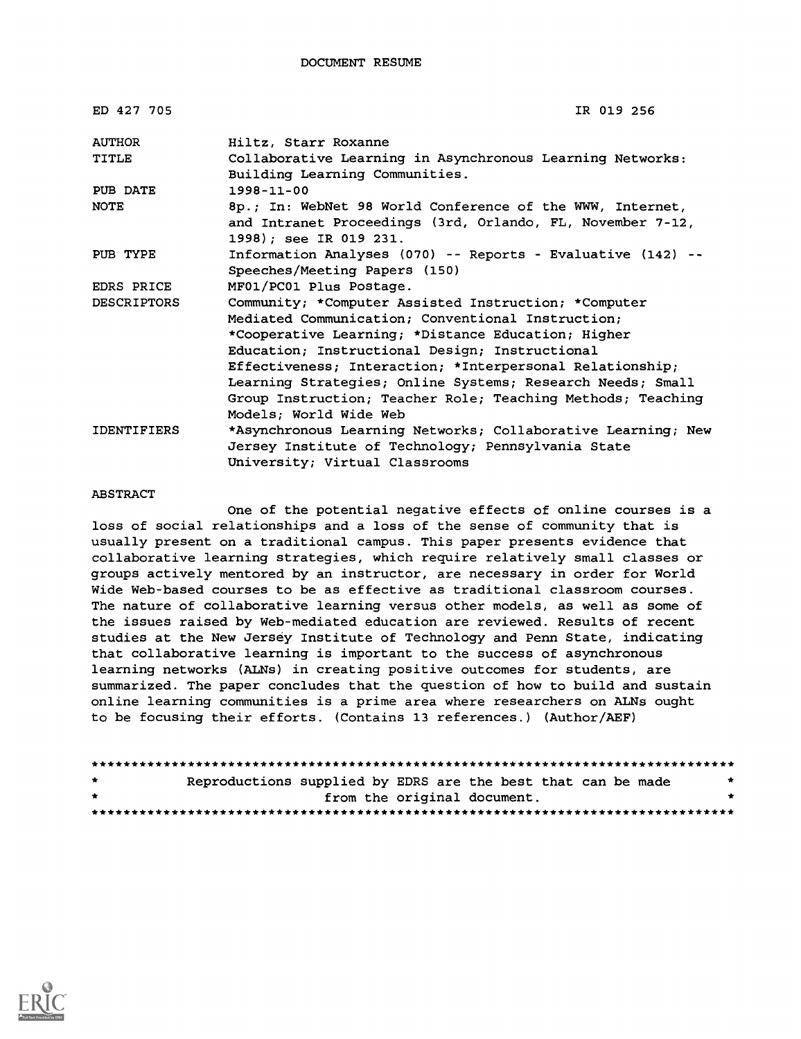DOCUMENT RESUME

| | |
|---|---|
| ED 427 705 | IR 019 256 |
| AUTHOR | Hiltz, Starr Roxanne |
| TITLE | Collaborative Learning in Asynchronous Learning Networks: Building Learning Communities. |
| PUB DATE | 1998-11-00 |
| NOTE | 8p.; In: WebNet 98 World Conference of the WWW, Internet, and Intranet Proceedings (3rd, Orlando, FL, November 7-12, 1998); see IR 019 231. |
| PUB TYPE | Information Analyses (070) -- Reports - Evaluative (142) -- Speeches/Meeting Papers (150) |
| EDRS PRICE | MF01/PC01 Plus Postage. |
| DESCRIPTORS | Community; *Computer Assisted Instruction; *Computer Mediated Communication; Conventional Instruction; *Cooperative Learning; *Distance Education; Higher Education; Instructional Design; Instructional Effectiveness; Interaction; *Interpersonal Relationship; Learning Strategies; Online Systems; Research Needs; Small Group Instruction; Teacher Role; Teaching Methods; Teaching Models; World Wide Web |
| IDENTIFIERS | *Asynchronous Learning Networks; Collaborative Learning; New Jersey Institute of Technology; Pennsylvania State University; Virtual Classrooms |

ABSTRACT

One of the potential negative effects of online courses is a loss of social relationships and a loss of the sense of community that is usually present on a traditional campus. This paper presents evidence that collaborative learning strategies, which require relatively small classes or groups actively mentored by an instructor, are necessary in order for World Wide Web-based courses to be as effective as traditional classroom courses. The nature of collaborative learning versus other models, as well as some of the issues raised by Web-mediated education are reviewed. Results of recent studies at the New Jersey Institute of Technology and Penn State, indicating that collaborative learning is important to the success of asynchronous learning networks (ALNs) in creating positive outcomes for students, are summarized. The paper concludes that the question of how to build and sustain online learning communities is a prime area where researchers on ALNs ought to be focusing their efforts. (Contains 13 references.) (Author/AEF)

********************************************************************************
* Reproductions supplied by EDRS are the best that can be made *
* from the original document. *
********************************************************************************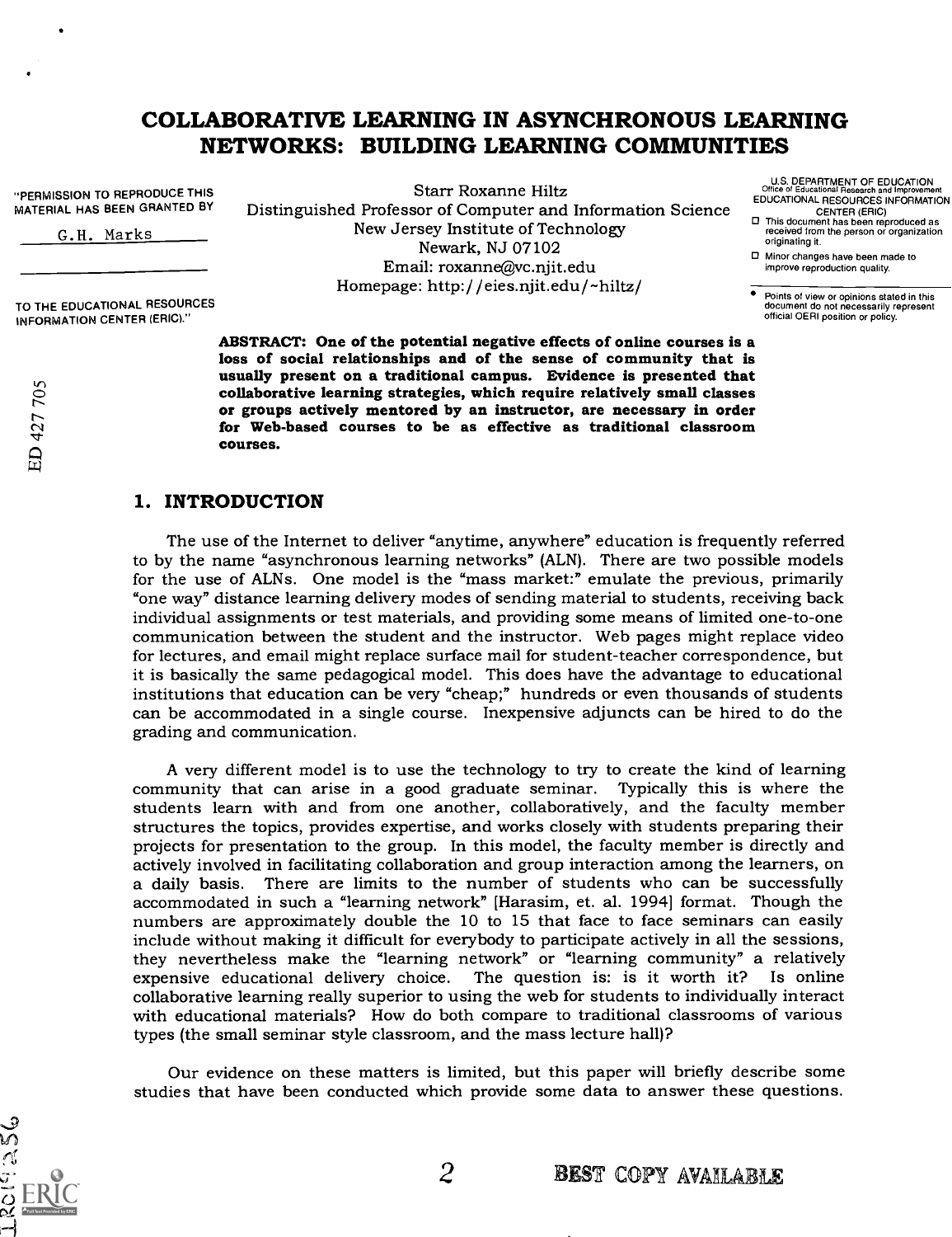# COLLABORATIVE LEARNING IN ASYNCHRONOUS LEARNING NETWORKS: BUILDING LEARNING COMMUNITIES

Starr Roxanne Hiltz
Distinguished Professor of Computer and Information Science
New Jersey Institute of Technology
Newark, NJ 07102
Email: roxanne@vc.njit.edu
Homepage: http://eies.njit.edu/~hiltz/

**ABSTRACT: One of the potential negative effects of online courses is a loss of social relationships and of the sense of community that is usually present on a traditional campus. Evidence is presented that collaborative learning strategies, which require relatively small classes or groups actively mentored by an instructor, are necessary in order for Web-based courses to be as effective as traditional classroom courses.**

## 1. INTRODUCTION

The use of the Internet to deliver "anytime, anywhere" education is frequently referred to by the name "asynchronous learning networks" (ALN). There are two possible models for the use of ALNs. One model is the "mass market:" emulate the previous, primarily "one way" distance learning delivery modes of sending material to students, receiving back individual assignments or test materials, and providing some means of limited one-to-one communication between the student and the instructor. Web pages might replace video for lectures, and email might replace surface mail for student-teacher correspondence, but it is basically the same pedagogical model. This does have the advantage to educational institutions that education can be very "cheap;" hundreds or even thousands of students can be accommodated in a single course. Inexpensive adjuncts can be hired to do the grading and communication.

A very different model is to use the technology to try to create the kind of learning community that can arise in a good graduate seminar. Typically this is where the students learn with and from one another, collaboratively, and the faculty member structures the topics, provides expertise, and works closely with students preparing their projects for presentation to the group. In this model, the faculty member is directly and actively involved in facilitating collaboration and group interaction among the learners, on a daily basis. There are limits to the number of students who can be successfully accommodated in such a "learning network" [Harasim, et. al. 1994] format. Though the numbers are approximately double the 10 to 15 that face to face seminars can easily include without making it difficult for everybody to participate actively in all the sessions, they nevertheless make the "learning network" or "learning community" a relatively expensive educational delivery choice. The question is: is it worth it? Is online collaborative learning really superior to using the web for students to individually interact with educational materials? How do both compare to traditional classrooms of various types (the small seminar style classroom, and the mass lecture hall)?

Our evidence on these matters is limited, but this paper will briefly describe some studies that have been conducted which provide some data to answer these questions.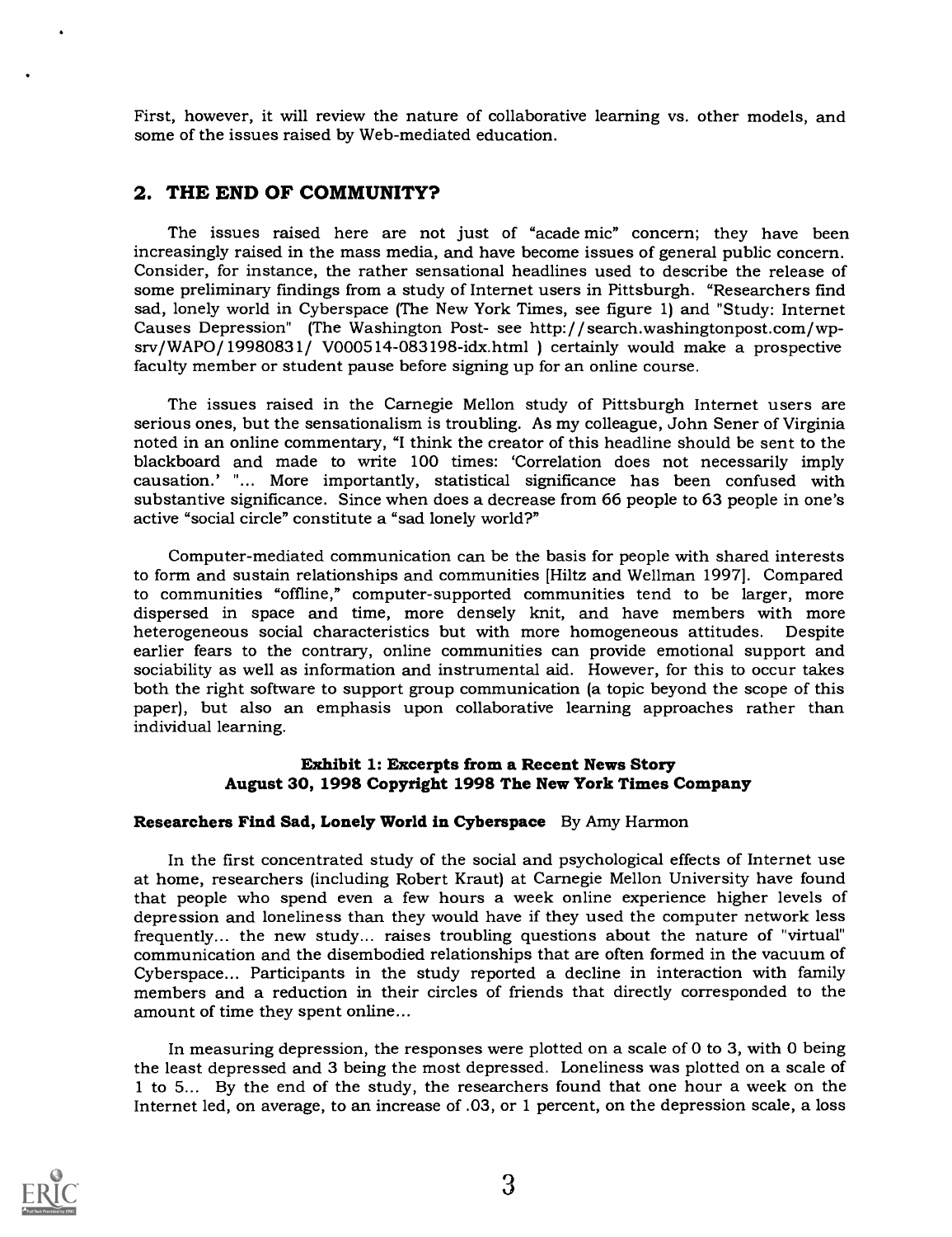First, however, it will review the nature of collaborative learning vs. other models, and some of the issues raised by Web-mediated education.

## 2. THE END OF COMMUNITY?

The issues raised here are not just of "academic" concern; they have been increasingly raised in the mass media, and have become issues of general public concern. Consider, for instance, the rather sensational headlines used to describe the release of some preliminary findings from a study of Internet users in Pittsburgh. "Researchers find sad, lonely world in Cyberspace (The New York Times, see figure 1) and "Study: Internet Causes Depression" (The Washington Post- see http://search.washingtonpost.com/wp-srv/WAPO/19980831/ V000514-083198-idx.html ) certainly would make a prospective faculty member or student pause before signing up for an online course.

The issues raised in the Carnegie Mellon study of Pittsburgh Internet users are serious ones, but the sensationalism is troubling. As my colleague, John Sener of Virginia noted in an online commentary, "I think the creator of this headline should be sent to the blackboard and made to write 100 times: 'Correlation does not necessarily imply causation.' "... More importantly, statistical significance has been confused with substantive significance. Since when does a decrease from 66 people to 63 people in one's active "social circle" constitute a "sad lonely world?"

Computer-mediated communication can be the basis for people with shared interests to form and sustain relationships and communities [Hiltz and Wellman 1997]. Compared to communities "offline," computer-supported communities tend to be larger, more dispersed in space and time, more densely knit, and have members with more heterogeneous social characteristics but with more homogeneous attitudes. Despite earlier fears to the contrary, online communities can provide emotional support and sociability as well as information and instrumental aid. However, for this to occur takes both the right software to support group communication (a topic beyond the scope of this paper), but also an emphasis upon collaborative learning approaches rather than individual learning.

**Exhibit 1: Excerpts from a Recent News Story**
**August 30, 1998 Copyright 1998 The New York Times Company**

**Researchers Find Sad, Lonely World in Cyberspace** By Amy Harmon

In the first concentrated study of the social and psychological effects of Internet use at home, researchers (including Robert Kraut) at Carnegie Mellon University have found that people who spend even a few hours a week online experience higher levels of depression and loneliness than they would have if they used the computer network less frequently... the new study... raises troubling questions about the nature of "virtual" communication and the disembodied relationships that are often formed in the vacuum of Cyberspace... Participants in the study reported a decline in interaction with family members and a reduction in their circles of friends that directly corresponded to the amount of time they spent online...

In measuring depression, the responses were plotted on a scale of 0 to 3, with 0 being the least depressed and 3 being the most depressed. Loneliness was plotted on a scale of 1 to 5... By the end of the study, the researchers found that one hour a week on the Internet led, on average, to an increase of .03, or 1 percent, on the depression scale, a loss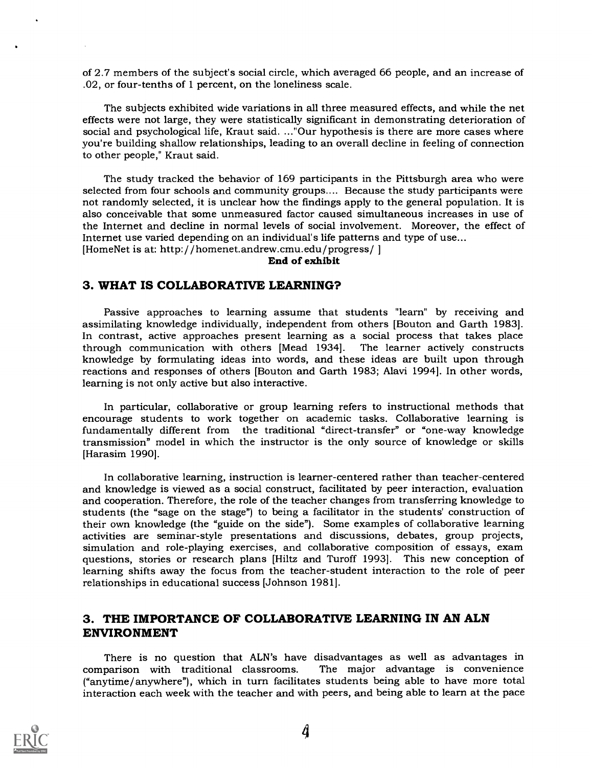of 2.7 members of the subject's social circle, which averaged 66 people, and an increase of .02, or four-tenths of 1 percent, on the loneliness scale.

The subjects exhibited wide variations in all three measured effects, and while the net effects were not large, they were statistically significant in demonstrating deterioration of social and psychological life, Kraut said. ..."Our hypothesis is there are more cases where you're building shallow relationships, leading to an overall decline in feeling of connection to other people," Kraut said.

The study tracked the behavior of 169 participants in the Pittsburgh area who were selected from four schools and community groups.... Because the study participants were not randomly selected, it is unclear how the findings apply to the general population. It is also conceivable that some unmeasured factor caused simultaneous increases in use of the Internet and decline in normal levels of social involvement. Moreover, the effect of Internet use varied depending on an individual's life patterns and type of use...
[HomeNet is at: http://homenet.andrew.cmu.edu/progress/ ]

**End of exhibit**

## 3. WHAT IS COLLABORATIVE LEARNING?

Passive approaches to learning assume that students "learn" by receiving and assimilating knowledge individually, independent from others [Bouton and Garth 1983]. In contrast, active approaches present learning as a social process that takes place through communication with others [Mead 1934]. The learner actively constructs knowledge by formulating ideas into words, and these ideas are built upon through reactions and responses of others [Bouton and Garth 1983; Alavi 1994]. In other words, learning is not only active but also interactive.

In particular, collaborative or group learning refers to instructional methods that encourage students to work together on academic tasks. Collaborative learning is fundamentally different from the traditional "direct-transfer" or "one-way knowledge transmission" model in which the instructor is the only source of knowledge or skills [Harasim 1990].

In collaborative learning, instruction is learner-centered rather than teacher-centered and knowledge is viewed as a social construct, facilitated by peer interaction, evaluation and cooperation. Therefore, the role of the teacher changes from transferring knowledge to students (the "sage on the stage") to being a facilitator in the students' construction of their own knowledge (the "guide on the side"). Some examples of collaborative learning activities are seminar-style presentations and discussions, debates, group projects, simulation and role-playing exercises, and collaborative composition of essays, exam questions, stories or research plans [Hiltz and Turoff 1993]. This new conception of learning shifts away the focus from the teacher-student interaction to the role of peer relationships in educational success [Johnson 1981].

## 3. THE IMPORTANCE OF COLLABORATIVE LEARNING IN AN ALN ENVIRONMENT

There is no question that ALN's have disadvantages as well as advantages in comparison with traditional classrooms. The major advantage is convenience ("anytime/anywhere"), which in turn facilitates students being able to have more total interaction each week with the teacher and with peers, and being able to learn at the pace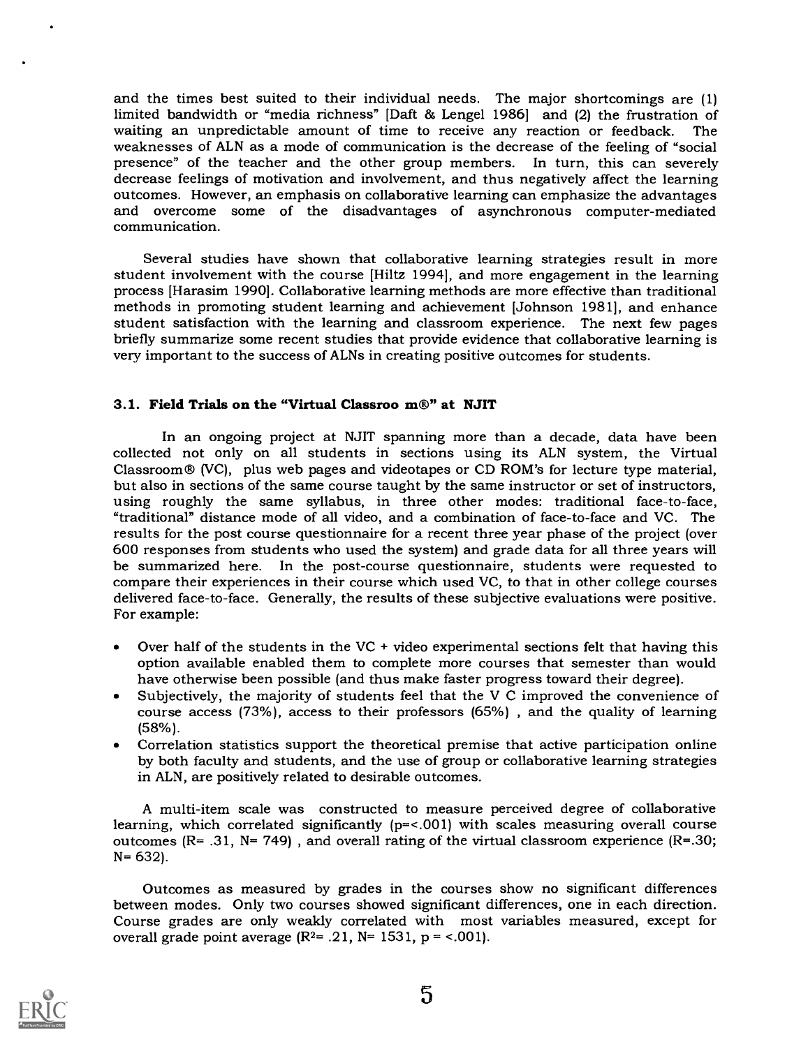and the times best suited to their individual needs. The major shortcomings are (1) limited bandwidth or "media richness" [Daft & Lengel 1986] and (2) the frustration of waiting an unpredictable amount of time to receive any reaction or feedback. The weaknesses of ALN as a mode of communication is the decrease of the feeling of "social presence" of the teacher and the other group members. In turn, this can severely decrease feelings of motivation and involvement, and thus negatively affect the learning outcomes. However, an emphasis on collaborative learning can emphasize the advantages and overcome some of the disadvantages of asynchronous computer-mediated communication.

Several studies have shown that collaborative learning strategies result in more student involvement with the course [Hiltz 1994], and more engagement in the learning process [Harasim 1990]. Collaborative learning methods are more effective than traditional methods in promoting student learning and achievement [Johnson 1981], and enhance student satisfaction with the learning and classroom experience. The next few pages briefly summarize some recent studies that provide evidence that collaborative learning is very important to the success of ALNs in creating positive outcomes for students.

### 3.1. Field Trials on the "Virtual Classroo m®" at NJIT

In an ongoing project at NJIT spanning more than a decade, data have been collected not only on all students in sections using its ALN system, the Virtual Classroom® (VC), plus web pages and videotapes or CD ROM's for lecture type material, but also in sections of the same course taught by the same instructor or set of instructors, using roughly the same syllabus, in three other modes: traditional face-to-face, "traditional" distance mode of all video, and a combination of face-to-face and VC. The results for the post course questionnaire for a recent three year phase of the project (over 600 responses from students who used the system) and grade data for all three years will be summarized here. In the post-course questionnaire, students were requested to compare their experiences in their course which used VC, to that in other college courses delivered face-to-face. Generally, the results of these subjective evaluations were positive. For example:

- Over half of the students in the VC + video experimental sections felt that having this option available enabled them to complete more courses that semester than would have otherwise been possible (and thus make faster progress toward their degree).
- Subjectively, the majority of students feel that the V C improved the convenience of course access (73%), access to their professors (65%) , and the quality of learning (58%).
- Correlation statistics support the theoretical premise that active participation online by both faculty and students, and the use of group or collaborative learning strategies in ALN, are positively related to desirable outcomes.

A multi-item scale was constructed to measure perceived degree of collaborative learning, which correlated significantly ($p=<.001$) with scales measuring overall course outcomes ($R= .31$, $N= 749$) , and overall rating of the virtual classroom experience ($R=.30$; $N= 632$).

Outcomes as measured by grades in the courses show no significant differences between modes. Only two courses showed significant differences, one in each direction. Course grades are only weakly correlated with most variables measured, except for overall grade point average ($R^2= .21$, $N= 1531$, $p = <.001$).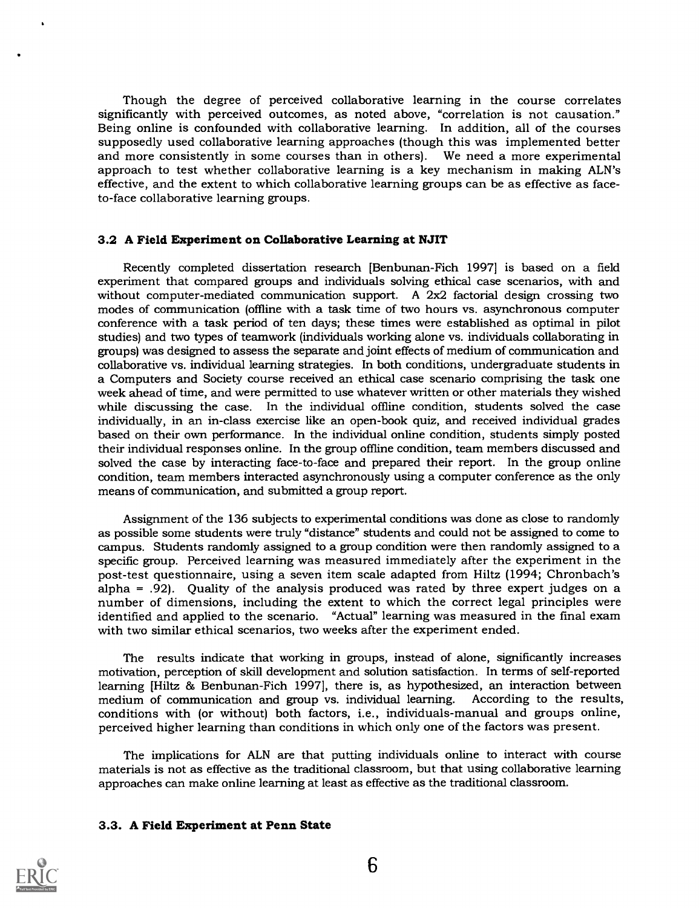Though the degree of perceived collaborative learning in the course correlates significantly with perceived outcomes, as noted above, "correlation is not causation." Being online is confounded with collaborative learning. In addition, all of the courses supposedly used collaborative learning approaches (though this was implemented better and more consistently in some courses than in others). We need a more experimental approach to test whether collaborative learning is a key mechanism in making ALN's effective, and the extent to which collaborative learning groups can be as effective as face-to-face collaborative learning groups.

### 3.2 A Field Experiment on Collaborative Learning at NJIT

Recently completed dissertation research [Benbunan-Fich 1997] is based on a field experiment that compared groups and individuals solving ethical case scenarios, with and without computer-mediated communication support. A 2x2 factorial design crossing two modes of communication (offline with a task time of two hours vs. asynchronous computer conference with a task period of ten days; these times were established as optimal in pilot studies) and two types of teamwork (individuals working alone vs. individuals collaborating in groups) was designed to assess the separate and joint effects of medium of communication and collaborative vs. individual learning strategies. In both conditions, undergraduate students in a Computers and Society course received an ethical case scenario comprising the task one week ahead of time, and were permitted to use whatever written or other materials they wished while discussing the case. In the individual offline condition, students solved the case individually, in an in-class exercise like an open-book quiz, and received individual grades based on their own performance. In the individual online condition, students simply posted their individual responses online. In the group offline condition, team members discussed and solved the case by interacting face-to-face and prepared their report. In the group online condition, team members interacted asynchronously using a computer conference as the only means of communication, and submitted a group report.

Assignment of the 136 subjects to experimental conditions was done as close to randomly as possible some students were truly "distance" students and could not be assigned to come to campus. Students randomly assigned to a group condition were then randomly assigned to a specific group. Perceived learning was measured immediately after the experiment in the post-test questionnaire, using a seven item scale adapted from Hiltz (1994; Chronbach's alpha = .92). Quality of the analysis produced was rated by three expert judges on a number of dimensions, including the extent to which the correct legal principles were identified and applied to the scenario. "Actual" learning was measured in the final exam with two similar ethical scenarios, two weeks after the experiment ended.

The results indicate that working in groups, instead of alone, significantly increases motivation, perception of skill development and solution satisfaction. In terms of self-reported learning [Hiltz & Benbunan-Fich 1997], there is, as hypothesized, an interaction between medium of communication and group vs. individual learning. According to the results, conditions with (or without) both factors, i.e., individuals-manual and groups online, perceived higher learning than conditions in which only one of the factors was present.

The implications for ALN are that putting individuals online to interact with course materials is not as effective as the traditional classroom, but that using collaborative learning approaches can make online learning at least as effective as the traditional classroom.

### 3.3. A Field Experiment at Penn State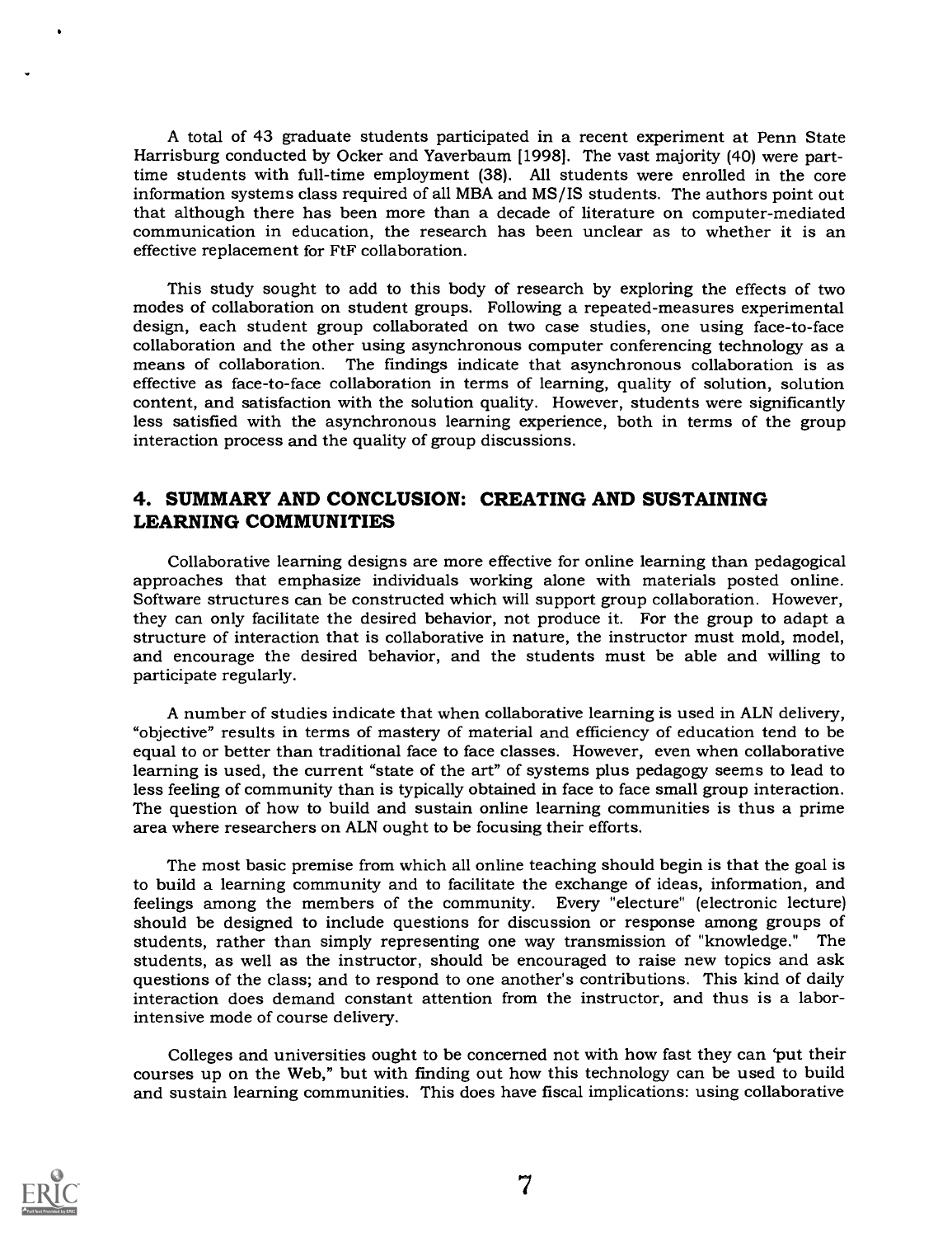A total of 43 graduate students participated in a recent experiment at Penn State Harrisburg conducted by Ocker and Yaverbaum [1998]. The vast majority (40) were part-time students with full-time employment (38). All students were enrolled in the core information systems class required of all MBA and MS/IS students. The authors point out that although there has been more than a decade of literature on computer-mediated communication in education, the research has been unclear as to whether it is an effective replacement for FtF collaboration.

This study sought to add to this body of research by exploring the effects of two modes of collaboration on student groups. Following a repeated-measures experimental design, each student group collaborated on two case studies, one using face-to-face collaboration and the other using asynchronous computer conferencing technology as a means of collaboration. The findings indicate that asynchronous collaboration is as effective as face-to-face collaboration in terms of learning, quality of solution, solution content, and satisfaction with the solution quality. However, students were significantly less satisfied with the asynchronous learning experience, both in terms of the group interaction process and the quality of group discussions.

## 4. SUMMARY AND CONCLUSION: CREATING AND SUSTAINING LEARNING COMMUNITIES

Collaborative learning designs are more effective for online learning than pedagogical approaches that emphasize individuals working alone with materials posted online. Software structures can be constructed which will support group collaboration. However, they can only facilitate the desired behavior, not produce it. For the group to adapt a structure of interaction that is collaborative in nature, the instructor must mold, model, and encourage the desired behavior, and the students must be able and willing to participate regularly.

A number of studies indicate that when collaborative learning is used in ALN delivery, "objective" results in terms of mastery of material and efficiency of education tend to be equal to or better than traditional face to face classes. However, even when collaborative learning is used, the current "state of the art" of systems plus pedagogy seems to lead to less feeling of community than is typically obtained in face to face small group interaction. The question of how to build and sustain online learning communities is thus a prime area where researchers on ALN ought to be focusing their efforts.

The most basic premise from which all online teaching should begin is that the goal is to build a learning community and to facilitate the exchange of ideas, information, and feelings among the members of the community. Every "electure" (electronic lecture) should be designed to include questions for discussion or response among groups of students, rather than simply representing one way transmission of "knowledge." The students, as well as the instructor, should be encouraged to raise new topics and ask questions of the class; and to respond to one another's contributions. This kind of daily interaction does demand constant attention from the instructor, and thus is a labor-intensive mode of course delivery.

Colleges and universities ought to be concerned not with how fast they can 'put their courses up on the Web," but with finding out how this technology can be used to build and sustain learning communities. This does have fiscal implications: using collaborative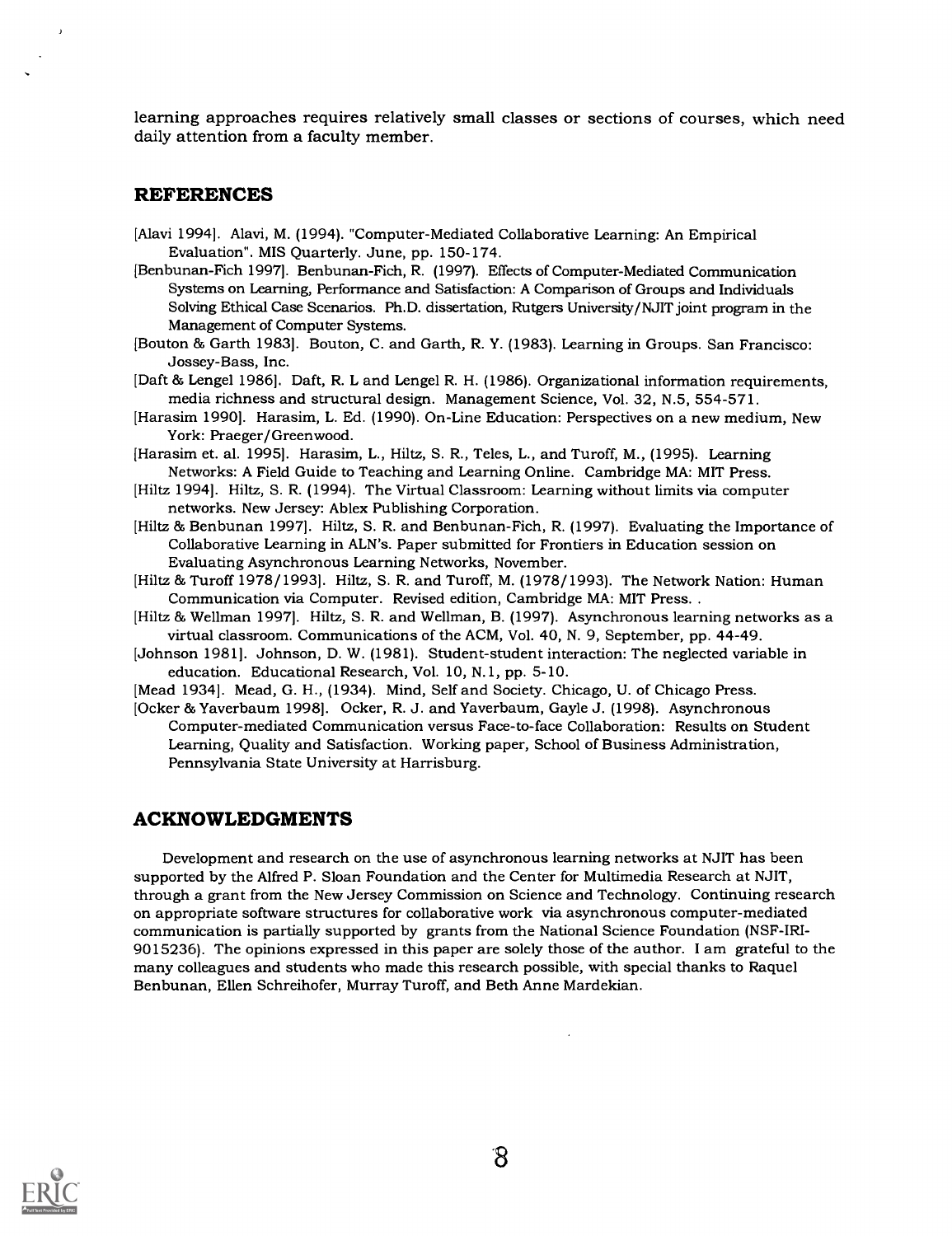learning approaches requires relatively small classes or sections of courses, which need daily attention from a faculty member.

## REFERENCES

[Alavi 1994]. Alavi, M. (1994). "Computer-Mediated Collaborative Learning: An Empirical Evaluation". MIS Quarterly. June, pp. 150-174.

[Benbunan-Fich 1997]. Benbunan-Fich, R. (1997). Effects of Computer-Mediated Communication Systems on Learning, Performance and Satisfaction: A Comparison of Groups and Individuals Solving Ethical Case Scenarios. Ph.D. dissertation, Rutgers University/NJIT joint program in the Management of Computer Systems.

[Bouton & Garth 1983]. Bouton, C. and Garth, R. Y. (1983). Learning in Groups. San Francisco: Jossey-Bass, Inc.

[Daft & Lengel 1986]. Daft, R. L and Lengel R. H. (1986). Organizational information requirements, media richness and structural design. Management Science, Vol. 32, N.5, 554-571.

[Harasim 1990]. Harasim, L. Ed. (1990). On-Line Education: Perspectives on a new medium, New York: Praeger/Greenwood.

[Harasim et. al. 1995]. Harasim, L., Hiltz, S. R., Teles, L., and Turoff, M., (1995). Learning Networks: A Field Guide to Teaching and Learning Online. Cambridge MA: MIT Press.

[Hiltz 1994]. Hiltz, S. R. (1994). The Virtual Classroom: Learning without limits via computer networks. New Jersey: Ablex Publishing Corporation.

[Hiltz & Benbunan 1997]. Hiltz, S. R. and Benbunan-Fich, R. (1997). Evaluating the Importance of Collaborative Learning in ALN's. Paper submitted for Frontiers in Education session on Evaluating Asynchronous Learning Networks, November.

[Hiltz & Turoff 1978/1993]. Hiltz, S. R. and Turoff, M. (1978/1993). The Network Nation: Human Communication via Computer. Revised edition, Cambridge MA: MIT Press. .

[Hiltz & Wellman 1997]. Hiltz, S. R. and Wellman, B. (1997). Asynchronous learning networks as a virtual classroom. Communications of the ACM, Vol. 40, N. 9, September, pp. 44-49.

[Johnson 1981]. Johnson, D. W. (1981). Student-student interaction: The neglected variable in education. Educational Research, Vol. 10, N.1, pp. 5-10.

[Mead 1934]. Mead, G. H., (1934). Mind, Self and Society. Chicago, U. of Chicago Press.

[Ocker & Yaverbaum 1998]. Ocker, R. J. and Yaverbaum, Gayle J. (1998). Asynchronous Computer-mediated Communication versus Face-to-face Collaboration: Results on Student Learning, Quality and Satisfaction. Working paper, School of Business Administration, Pennsylvania State University at Harrisburg.

## ACKNOWLEDGMENTS

Development and research on the use of asynchronous learning networks at NJIT has been supported by the Alfred P. Sloan Foundation and the Center for Multimedia Research at NJIT, through a grant from the New Jersey Commission on Science and Technology. Continuing research on appropriate software structures for collaborative work via asynchronous computer-mediated communication is partially supported by grants from the National Science Foundation (NSF-IRI-9015236). The opinions expressed in this paper are solely those of the author. I am grateful to the many colleagues and students who made this research possible, with special thanks to Raquel Benbunan, Ellen Schreihofer, Murray Turoff, and Beth Anne Mardekian.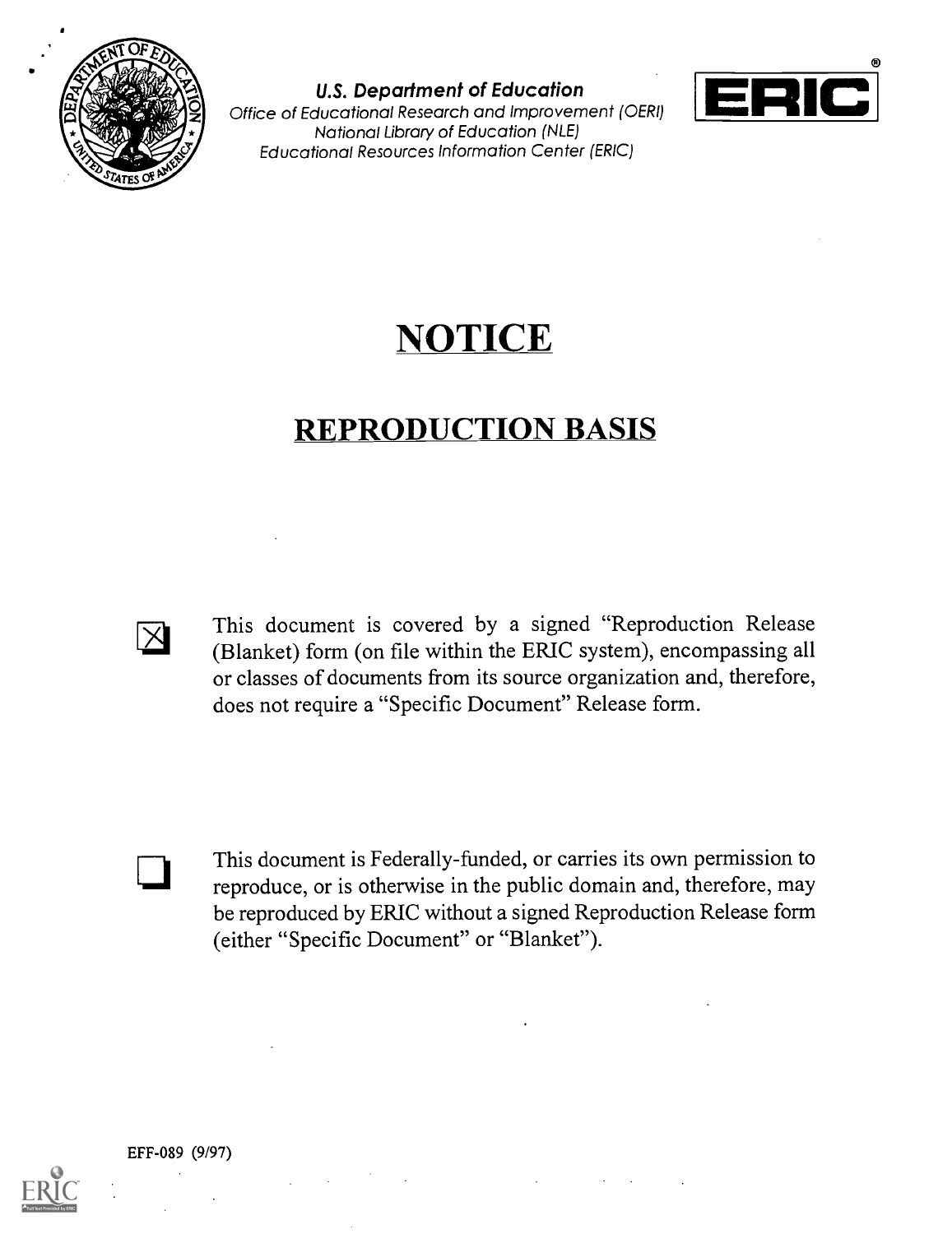U.S. Department of Education
Office of Educational Research and Improvement (OERI)
National Library of Education (NLE)
Educational Resources Information Center (ERIC)

ERIC®

# NOTICE

## REPRODUCTION BASIS

☒ This document is covered by a signed "Reproduction Release (Blanket) form (on file within the ERIC system), encompassing all or classes of documents from its source organization and, therefore, does not require a "Specific Document" Release form.

☐ This document is Federally-funded, or carries its own permission to reproduce, or is otherwise in the public domain and, therefore, may be reproduced by ERIC without a signed Reproduction Release form (either "Specific Document" or "Blanket").

EFF-089 (9/97)